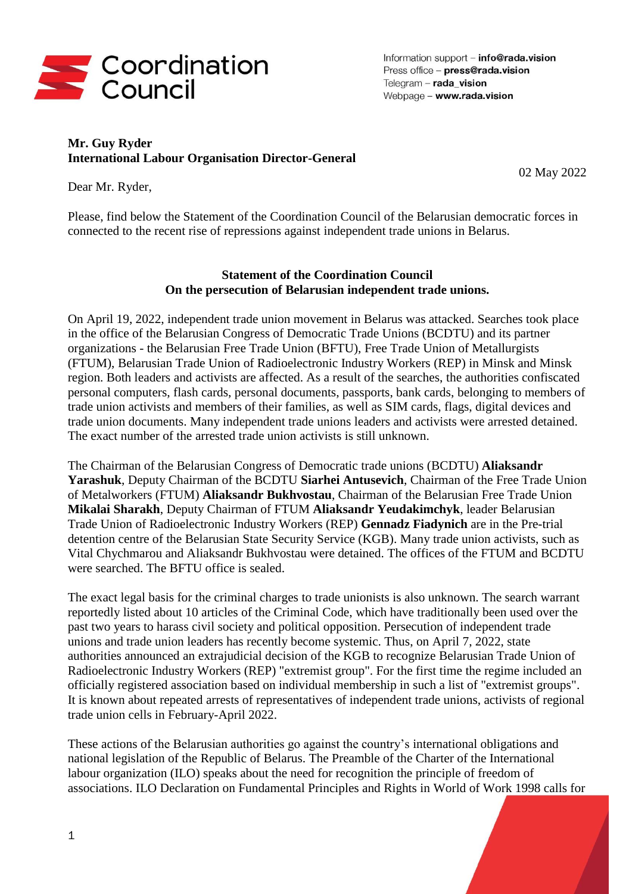Coordination Council

Information support – **info@rada.vision**
Press office – **press@rada.vision**
Telegram – **rada_vision**
Webpage – **www.rada.vision**

**Mr. Guy Ryder**
**International Labour Organisation Director-General**

02 May 2022

Dear Mr. Ryder,

Please, find below the Statement of the Coordination Council of the Belarusian democratic forces in connected to the recent rise of repressions against independent trade unions in Belarus.

**Statement of the Coordination Council**
**On the persecution of Belarusian independent trade unions.**

On April 19, 2022, independent trade union movement in Belarus was attacked. Searches took place in the office of the Belarusian Congress of Democratic Trade Unions (BCDTU) and its partner organizations - the Belarusian Free Trade Union (BFTU), Free Trade Union of Metallurgists (FTUM), Belarusian Trade Union of Radioelectronic Industry Workers (REP) in Minsk and Minsk region. Both leaders and activists are affected. As a result of the searches, the authorities confiscated personal computers, flash cards, personal documents, passports, bank cards, belonging to members of trade union activists and members of their families, as well as SIM cards, flags, digital devices and trade union documents. Many independent trade unions leaders and activists were arrested detained. The exact number of the arrested trade union activists is still unknown.

The Chairman of the Belarusian Congress of Democratic trade unions (BCDTU) **Aliaksandr Yarashuk**, Deputy Chairman of the BCDTU **Siarhei Antusevich**, Chairman of the Free Trade Union of Metalworkers (FTUM) **Aliaksandr Bukhvostau**, Chairman of the Belarusian Free Trade Union **Mikalai Sharakh**, Deputy Chairman of FTUM **Aliaksandr Yeudakimchyk**, leader Belarusian Trade Union of Radioelectronic Industry Workers (REP) **Gennadz Fiadynich** are in the Pre-trial detention centre of the Belarusian State Security Service (KGB). Many trade union activists, such as Vital Chychmarou and Aliaksandr Bukhvostau were detained. The offices of the FTUM and BCDTU were searched. The BFTU office is sealed.

The exact legal basis for the criminal charges to trade unionists is also unknown. The search warrant reportedly listed about 10 articles of the Criminal Code, which have traditionally been used over the past two years to harass civil society and political opposition. Persecution of independent trade unions and trade union leaders has recently become systemic. Thus, on April 7, 2022, state authorities announced an extrajudicial decision of the KGB to recognize Belarusian Trade Union of Radioelectronic Industry Workers (REP) "extremist group". For the first time the regime included an officially registered association based on individual membership in such a list of "extremist groups". It is known about repeated arrests of representatives of independent trade unions, activists of regional trade union cells in February-April 2022.

These actions of the Belarusian authorities go against the country's international obligations and national legislation of the Republic of Belarus. The Preamble of the Charter of the International labour organization (ILO) speaks about the need for recognition the principle of freedom of associations. ILO Declaration on Fundamental Principles and Rights in World of Work 1998 calls for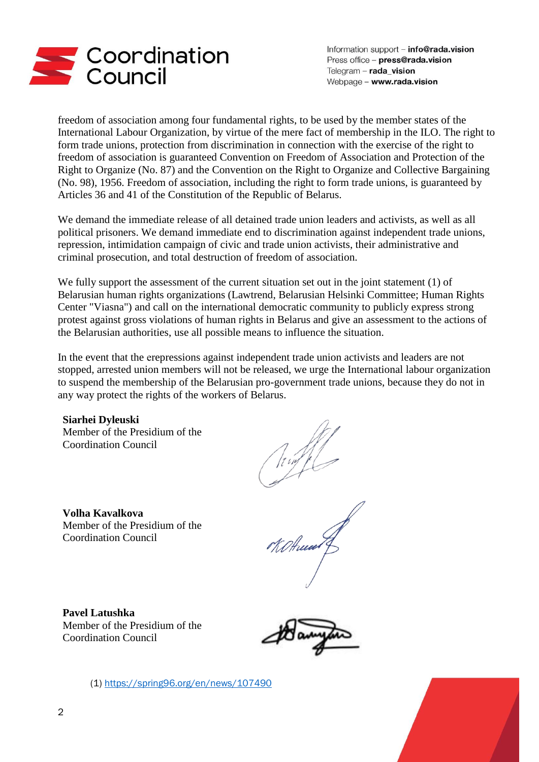freedom of association among four fundamental rights, to be used by the member states of the International Labour Organization, by virtue of the mere fact of membership in the ILO. The right to form trade unions, protection from discrimination in connection with the exercise of the right to freedom of association is guaranteed Convention on Freedom of Association and Protection of the Right to Organize (No. 87) and the Convention on the Right to Organize and Collective Bargaining (No. 98), 1956. Freedom of association, including the right to form trade unions, is guaranteed by Articles 36 and 41 of the Constitution of the Republic of Belarus.

We demand the immediate release of all detained trade union leaders and activists, as well as all political prisoners. We demand immediate end to discrimination against independent trade unions, repression, intimidation campaign of civic and trade union activists, their administrative and criminal prosecution, and total destruction of freedom of association.

We fully support the assessment of the current situation set out in the joint statement (1) of Belarusian human rights organizations (Lawtrend, Belarusian Helsinki Committee; Human Rights Center "Viasna") and call on the international democratic community to publicly express strong protest against gross violations of human rights in Belarus and give an assessment to the actions of the Belarusian authorities, use all possible means to influence the situation.

In the event that the erepressions against independent trade union activists and leaders are not stopped, arrested union members will not be released, we urge the International labour organization to suspend the membership of the Belarusian pro-government trade unions, because they do not in any way protect the rights of the workers of Belarus.

**Siarhei Dyleuski**
Member of the Presidium of the Coordination Council

**Volha Kavalkova**
Member of the Presidium of the Coordination Council

**Pavel Latushka**
Member of the Presidium of the Coordination Council

(1) https://spring96.org/en/news/107490